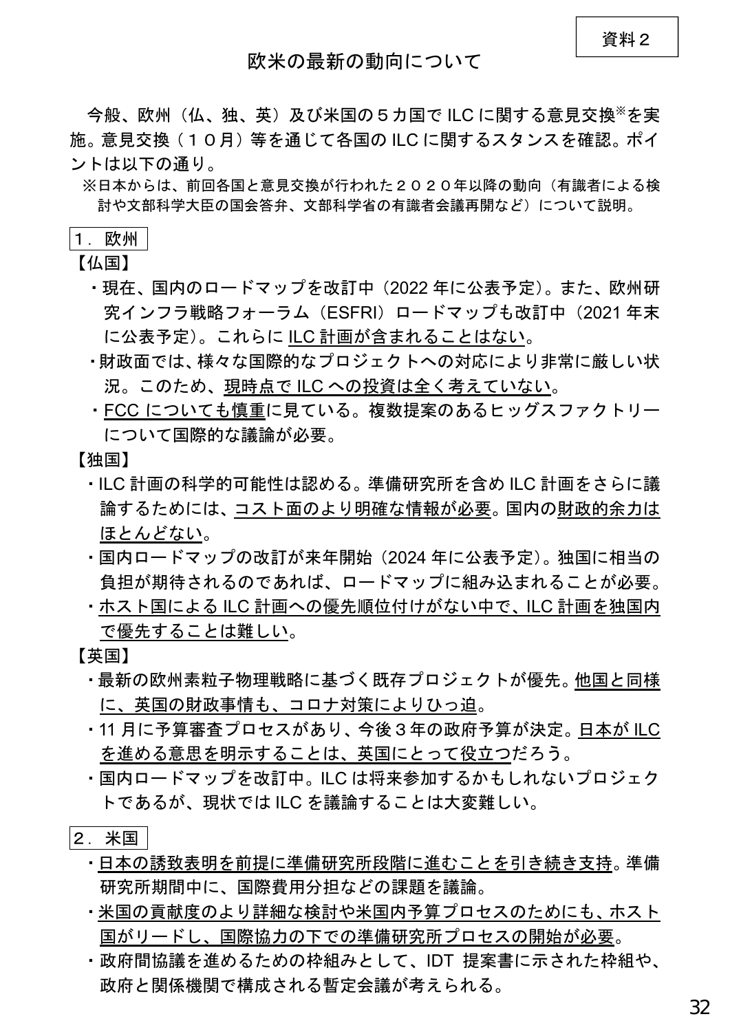資料２

# 欧米の最新の動向について

今般、欧州（仏、独、英）及び米国の５カ国で ILC に関する意見交換※を実施。意見交換（１０月）等を通じて各国の ILC に関するスタンスを確認。ポイントは以下の通り。

※日本からは、前回各国と意見交換が行われた２０２０年以降の動向（有識者による検討や文部科学大臣の国会答弁、文部科学省の有識者会議再開など）について説明。

## １．欧州

【仏国】

- 現在、国内のロードマップを改訂中（2022 年に公表予定）。また、欧州研究インフラ戦略フォーラム（ESFRI）ロードマップも改訂中（2021 年末に公表予定）。これらに ILC 計画が含まれることはない。
- 財政面では、様々な国際的なプロジェクトへの対応により非常に厳しい状況。このため、現時点で ILC への投資は全く考えていない。
- FCC についても慎重に見ている。複数提案のあるヒッグスファクトリーについて国際的な議論が必要。

【独国】

- ILC 計画の科学的可能性は認める。準備研究所を含め ILC 計画をさらに議論するためには、コスト面のより明確な情報が必要。国内の財政的余力はほとんどない。
- 国内ロードマップの改訂が来年開始（2024 年に公表予定）。独国に相当の負担が期待されるのであれば、ロードマップに組み込まれることが必要。
- ホスト国による ILC 計画への優先順位付けがない中で、ILC 計画を独国内で優先することは難しい。

【英国】

- 最新の欧州素粒子物理戦略に基づく既存プロジェクトが優先。他国と同様に、英国の財政事情も、コロナ対策によりひっ迫。
- 11 月に予算審査プロセスがあり、今後３年の政府予算が決定。日本が ILC を進める意思を明示することは、英国にとって役立つだろう。
- 国内ロードマップを改訂中。ILC は将来参加するかもしれないプロジェクトであるが、現状では ILC を議論することは大変難しい。

## ２．米国

- 日本の誘致表明を前提に準備研究所段階に進むことを引き続き支持。準備研究所期間中に、国際費用分担などの課題を議論。
- 米国の貢献度のより詳細な検討や米国内予算プロセスのためにも、ホスト国がリードし、国際協力の下での準備研究所プロセスの開始が必要。
- 政府間協議を進めるための枠組みとして、IDT 提案書に示された枠組や、政府と関係機関で構成される暫定会議が考えられる。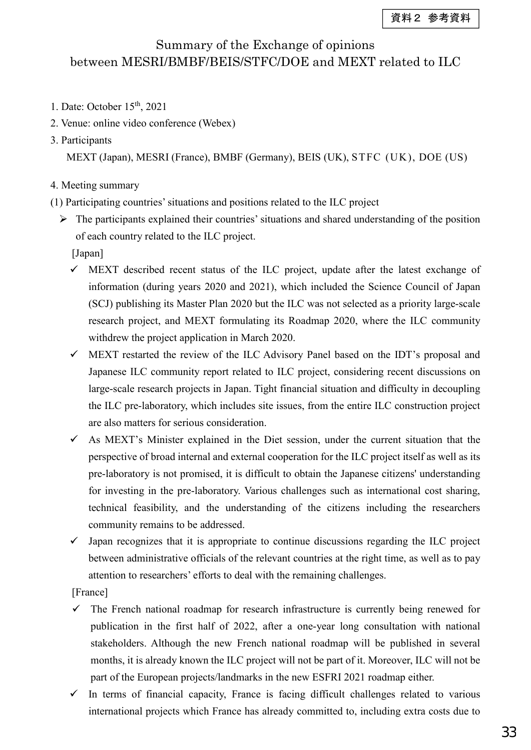資料２ 参考資料

# Summary of the Exchange of opinions between MESRI/BMBF/BEIS/STFC/DOE and MEXT related to ILC

1. Date: October 15th, 2021
2. Venue: online video conference (Webex)
3. Participants

   MEXT (Japan), MESRI (France), BMBF (Germany), BEIS (UK), STFC（UK), DOE (US)

4. Meeting summary

(1) Participating countries' situations and positions related to the ILC project

- The participants explained their countries' situations and shared understanding of the position of each country related to the ILC project.

  [Japan]

  - MEXT described recent status of the ILC project, update after the latest exchange of information (during years 2020 and 2021), which included the Science Council of Japan (SCJ) publishing its Master Plan 2020 but the ILC was not selected as a priority large-scale research project, and MEXT formulating its Roadmap 2020, where the ILC community withdrew the project application in March 2020.
  - MEXT restarted the review of the ILC Advisory Panel based on the IDT's proposal and Japanese ILC community report related to ILC project, considering recent discussions on large-scale research projects in Japan. Tight financial situation and difficulty in decoupling the ILC pre-laboratory, which includes site issues, from the entire ILC construction project are also matters for serious consideration.
  - As MEXT's Minister explained in the Diet session, under the current situation that the perspective of broad internal and external cooperation for the ILC project itself as well as its pre-laboratory is not promised, it is difficult to obtain the Japanese citizens' understanding for investing in the pre-laboratory. Various challenges such as international cost sharing, technical feasibility, and the understanding of the citizens including the researchers community remains to be addressed.
  - Japan recognizes that it is appropriate to continue discussions regarding the ILC project between administrative officials of the relevant countries at the right time, as well as to pay attention to researchers' efforts to deal with the remaining challenges.

  [France]

  - The French national roadmap for research infrastructure is currently being renewed for publication in the first half of 2022, after a one-year long consultation with national stakeholders. Although the new French national roadmap will be published in several months, it is already known the ILC project will not be part of it. Moreover, ILC will not be part of the European projects/landmarks in the new ESFRI 2021 roadmap either.
  - In terms of financial capacity, France is facing difficult challenges related to various international projects which France has already committed to, including extra costs due to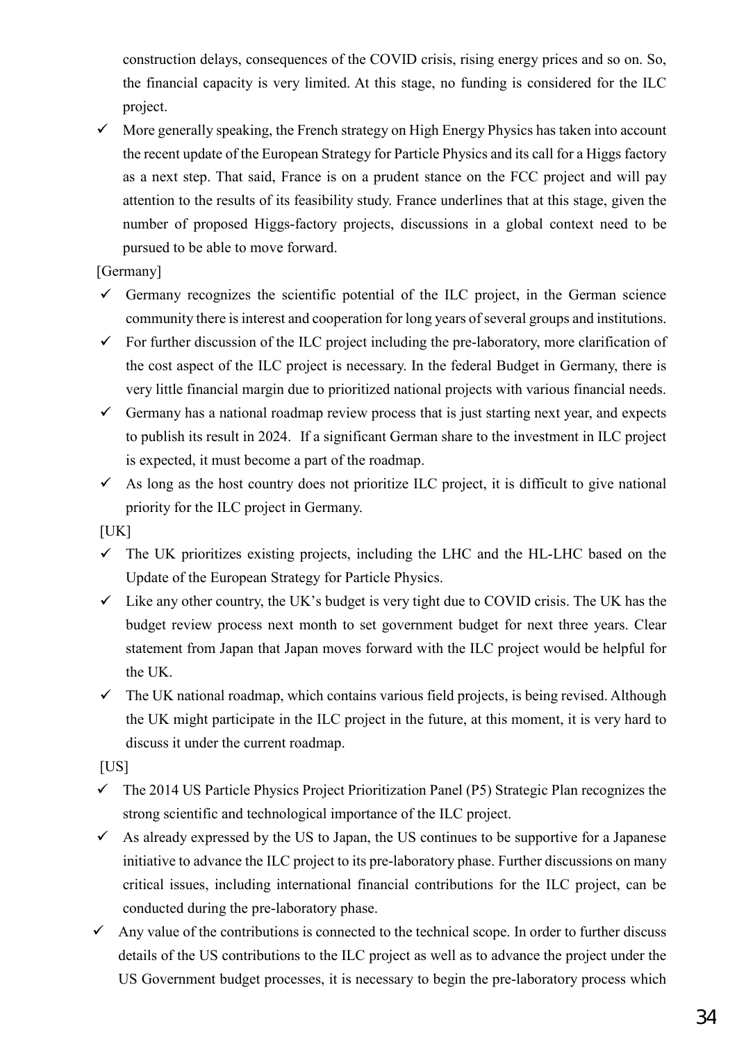construction delays, consequences of the COVID crisis, rising energy prices and so on. So, the financial capacity is very limited. At this stage, no funding is considered for the ILC project.

- ✓ More generally speaking, the French strategy on High Energy Physics has taken into account the recent update of the European Strategy for Particle Physics and its call for a Higgs factory as a next step. That said, France is on a prudent stance on the FCC project and will pay attention to the results of its feasibility study. France underlines that at this stage, given the number of proposed Higgs-factory projects, discussions in a global context need to be pursued to be able to move forward.

[Germany]

- ✓ Germany recognizes the scientific potential of the ILC project, in the German science community there is interest and cooperation for long years of several groups and institutions.
- ✓ For further discussion of the ILC project including the pre-laboratory, more clarification of the cost aspect of the ILC project is necessary. In the federal Budget in Germany, there is very little financial margin due to prioritized national projects with various financial needs.
- ✓ Germany has a national roadmap review process that is just starting next year, and expects to publish its result in 2024. If a significant German share to the investment in ILC project is expected, it must become a part of the roadmap.
- ✓ As long as the host country does not prioritize ILC project, it is difficult to give national priority for the ILC project in Germany.

[UK]

- ✓ The UK prioritizes existing projects, including the LHC and the HL-LHC based on the Update of the European Strategy for Particle Physics.
- ✓ Like any other country, the UK's budget is very tight due to COVID crisis. The UK has the budget review process next month to set government budget for next three years. Clear statement from Japan that Japan moves forward with the ILC project would be helpful for the UK.
- ✓ The UK national roadmap, which contains various field projects, is being revised. Although the UK might participate in the ILC project in the future, at this moment, it is very hard to discuss it under the current roadmap.

[US]

- ✓ The 2014 US Particle Physics Project Prioritization Panel (P5) Strategic Plan recognizes the strong scientific and technological importance of the ILC project.
- ✓ As already expressed by the US to Japan, the US continues to be supportive for a Japanese initiative to advance the ILC project to its pre-laboratory phase. Further discussions on many critical issues, including international financial contributions for the ILC project, can be conducted during the pre-laboratory phase.
- ✓ Any value of the contributions is connected to the technical scope. In order to further discuss details of the US contributions to the ILC project as well as to advance the project under the US Government budget processes, it is necessary to begin the pre-laboratory process which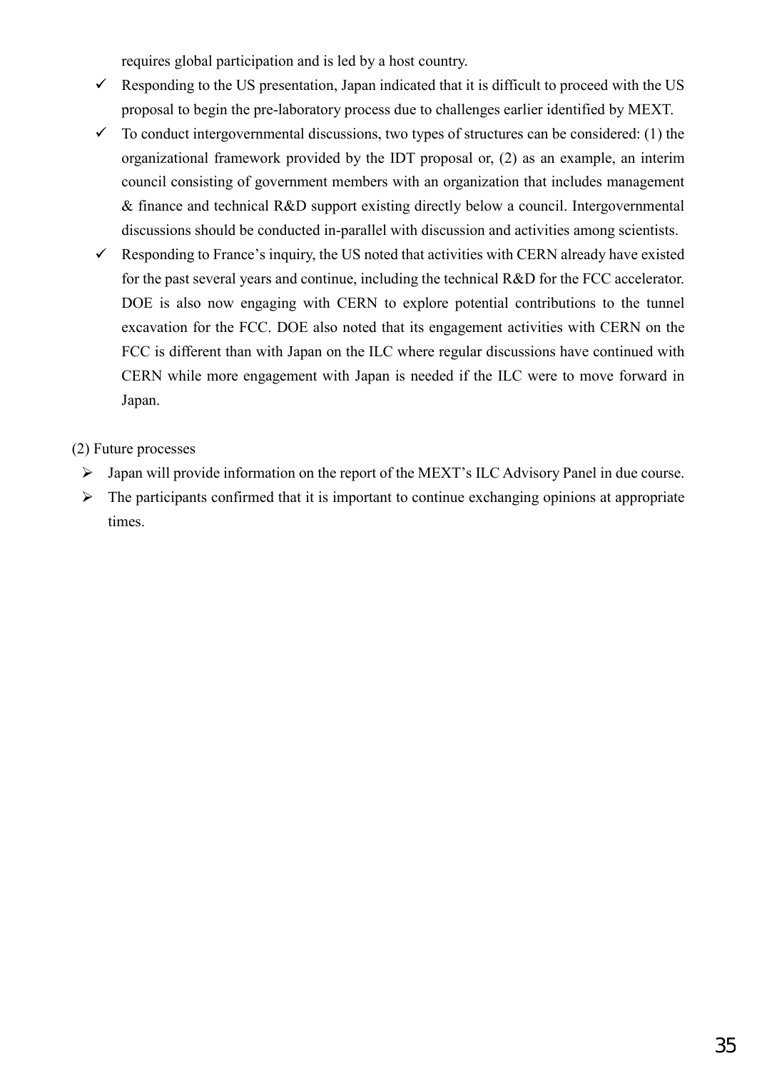requires global participation and is led by a host country.

- ✓ Responding to the US presentation, Japan indicated that it is difficult to proceed with the US proposal to begin the pre-laboratory process due to challenges earlier identified by MEXT.
- ✓ To conduct intergovernmental discussions, two types of structures can be considered: (1) the organizational framework provided by the IDT proposal or, (2) as an example, an interim council consisting of government members with an organization that includes management & finance and technical R&D support existing directly below a council. Intergovernmental discussions should be conducted in-parallel with discussion and activities among scientists.
- ✓ Responding to France's inquiry, the US noted that activities with CERN already have existed for the past several years and continue, including the technical R&D for the FCC accelerator. DOE is also now engaging with CERN to explore potential contributions to the tunnel excavation for the FCC. DOE also noted that its engagement activities with CERN on the FCC is different than with Japan on the ILC where regular discussions have continued with CERN while more engagement with Japan is needed if the ILC were to move forward in Japan.

(2) Future processes

- ➢ Japan will provide information on the report of the MEXT's ILC Advisory Panel in due course.
- ➢ The participants confirmed that it is important to continue exchanging opinions at appropriate times.